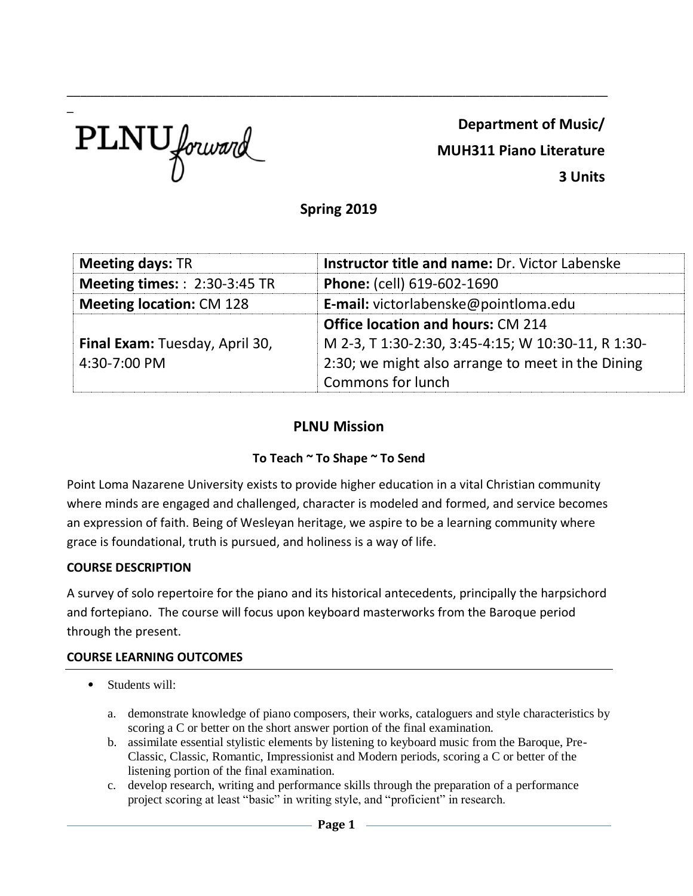PLNU*forward*

**Department of Music/**

**MUH311 Piano Literature**

**3 Units**

**Spring 2019**

| | |
|---|---|
| **Meeting days:** TR | **Instructor title and name:** Dr. Victor Labenske |
| **Meeting times:** : 2:30-3:45 TR | **Phone:** (cell) 619-602-1690 |
| **Meeting location:** CM 128 | **E-mail:** victorlabenske@pointloma.edu |
| **Final Exam:** Tuesday, April 30, 4:30-7:00 PM | **Office location and hours:** CM 214<br>M 2-3, T 1:30-2:30, 3:45-4:15; W 10:30-11, R 1:30-2:30; we might also arrange to meet in the Dining Commons for lunch |

## PLNU Mission

**To Teach ~ To Shape ~ To Send**

Point Loma Nazarene University exists to provide higher education in a vital Christian community where minds are engaged and challenged, character is modeled and formed, and service becomes an expression of faith. Being of Wesleyan heritage, we aspire to be a learning community where grace is foundational, truth is pursued, and holiness is a way of life.

### COURSE DESCRIPTION

A survey of solo repertoire for the piano and its historical antecedents, principally the harpsichord and fortepiano. The course will focus upon keyboard masterworks from the Baroque period through the present.

### COURSE LEARNING OUTCOMES

- Students will:
  a. demonstrate knowledge of piano composers, their works, cataloguers and style characteristics by scoring a C or better on the short answer portion of the final examination.
  b. assimilate essential stylistic elements by listening to keyboard music from the Baroque, Pre-Classic, Classic, Romantic, Impressionist and Modern periods, scoring a C or better of the listening portion of the final examination.
  c. develop research, writing and performance skills through the preparation of a performance project scoring at least "basic" in writing style, and "proficient" in research.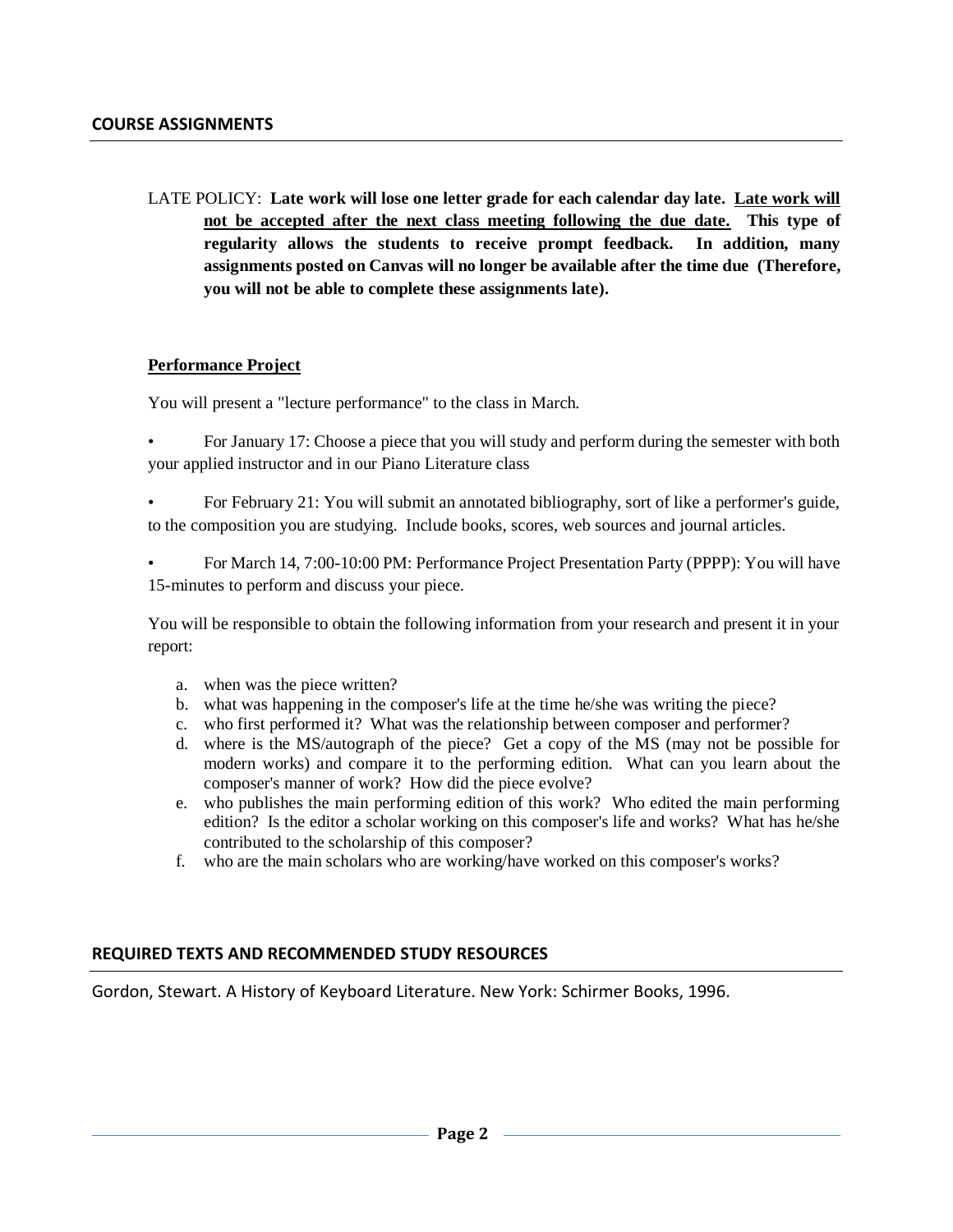## COURSE ASSIGNMENTS

LATE POLICY: **Late work will lose one letter grade for each calendar day late. <u>Late work will not be accepted after the next class meeting following the due date.</u> This type of regularity allows the students to receive prompt feedback. In addition, many assignments posted on Canvas will no longer be available after the time due (Therefore, you will not be able to complete these assignments late).**

### <u>Performance Project</u>

You will present a "lecture performance" to the class in March.

- For January 17: Choose a piece that you will study and perform during the semester with both your applied instructor and in our Piano Literature class
- For February 21: You will submit an annotated bibliography, sort of like a performer's guide, to the composition you are studying. Include books, scores, web sources and journal articles.
- For March 14, 7:00-10:00 PM: Performance Project Presentation Party (PPPP): You will have 15-minutes to perform and discuss your piece.

You will be responsible to obtain the following information from your research and present it in your report:

a. when was the piece written?
b. what was happening in the composer's life at the time he/she was writing the piece?
c. who first performed it? What was the relationship between composer and performer?
d. where is the MS/autograph of the piece? Get a copy of the MS (may not be possible for modern works) and compare it to the performing edition. What can you learn about the composer's manner of work? How did the piece evolve?
e. who publishes the main performing edition of this work? Who edited the main performing edition? Is the editor a scholar working on this composer's life and works? What has he/she contributed to the scholarship of this composer?
f. who are the main scholars who are working/have worked on this composer's works?

## REQUIRED TEXTS AND RECOMMENDED STUDY RESOURCES

Gordon, Stewart. A History of Keyboard Literature. New York: Schirmer Books, 1996.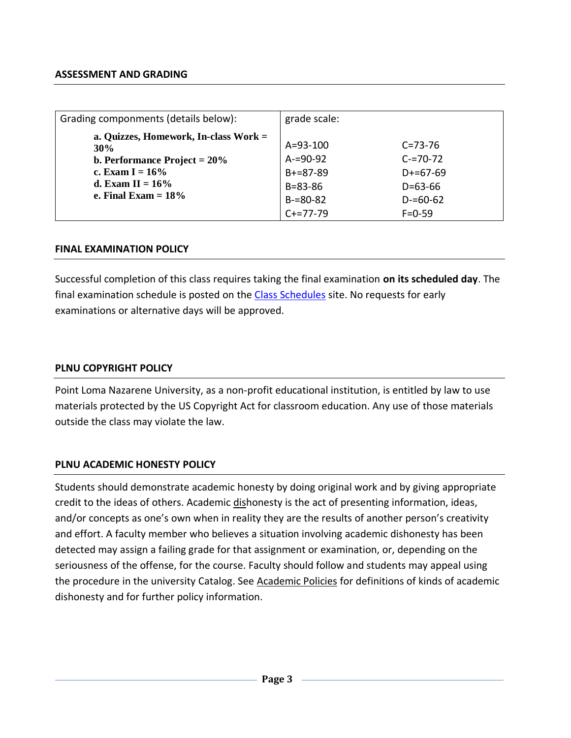## ASSESSMENT AND GRADING

| Grading componments (details below): | grade scale: | |
|---|---|---|
| **a. Quizzes, Homework, In-class Work = 30%**<br>**b. Performance Project = 20%**<br>**c. Exam I = 16%**<br>**d. Exam II = 16%**<br>**e. Final Exam = 18%** | A=93-100<br>A-=90-92<br>B+=87-89<br>B=83-86<br>B-=80-82<br>C+=77-79 | C=73-76<br>C-=70-72<br>D+=67-69<br>D=63-66<br>D-=60-62<br>F=0-59 |

## FINAL EXAMINATION POLICY

Successful completion of this class requires taking the final examination **on its scheduled day**. The final examination schedule is posted on the Class Schedules site. No requests for early examinations or alternative days will be approved.

## PLNU COPYRIGHT POLICY

Point Loma Nazarene University, as a non-profit educational institution, is entitled by law to use materials protected by the US Copyright Act for classroom education. Any use of those materials outside the class may violate the law.

## PLNU ACADEMIC HONESTY POLICY

Students should demonstrate academic honesty by doing original work and by giving appropriate credit to the ideas of others. Academic dishonesty is the act of presenting information, ideas, and/or concepts as one's own when in reality they are the results of another person's creativity and effort. A faculty member who believes a situation involving academic dishonesty has been detected may assign a failing grade for that assignment or examination, or, depending on the seriousness of the offense, for the course. Faculty should follow and students may appeal using the procedure in the university Catalog. See Academic Policies for definitions of kinds of academic dishonesty and for further policy information.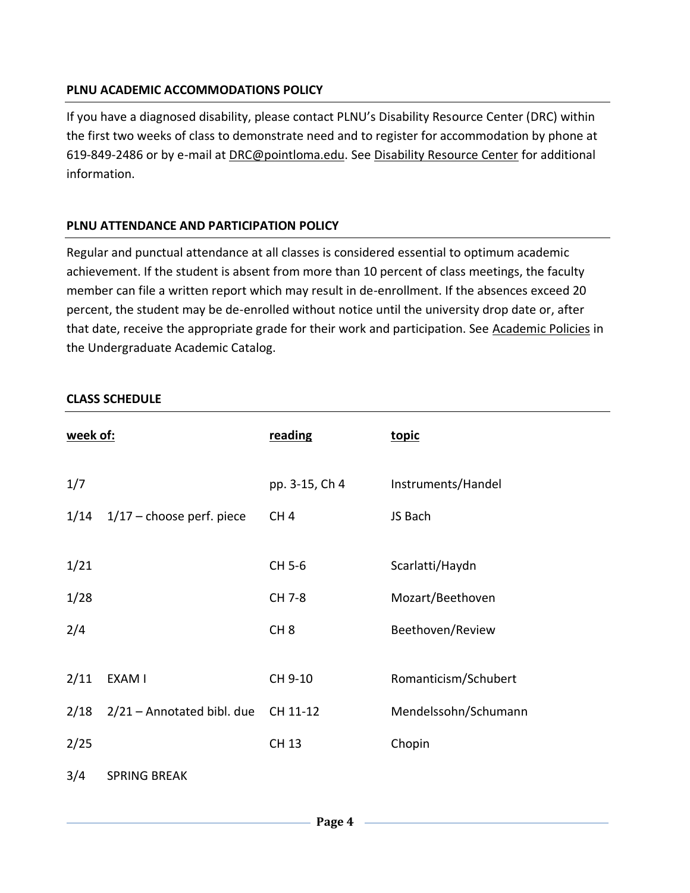## PLNU ACADEMIC ACCOMMODATIONS POLICY

If you have a diagnosed disability, please contact PLNU's Disability Resource Center (DRC) within the first two weeks of class to demonstrate need and to register for accommodation by phone at 619-849-2486 or by e-mail at DRC@pointloma.edu. See Disability Resource Center for additional information.

## PLNU ATTENDANCE AND PARTICIPATION POLICY

Regular and punctual attendance at all classes is considered essential to optimum academic achievement. If the student is absent from more than 10 percent of class meetings, the faculty member can file a written report which may result in de-enrollment. If the absences exceed 20 percent, the student may be de-enrolled without notice until the university drop date or, after that date, receive the appropriate grade for their work and participation. See Academic Policies in the Undergraduate Academic Catalog.

## CLASS SCHEDULE

| week of: | | reading | topic |
|---|---|---|---|
| 1/7 | | pp. 3-15, Ch 4 | Instruments/Handel |
| 1/14 | 1/17 – choose perf. piece | CH 4 | JS Bach |
| 1/21 | | CH 5-6 | Scarlatti/Haydn |
| 1/28 | | CH 7-8 | Mozart/Beethoven |
| 2/4 | | CH 8 | Beethoven/Review |
| 2/11 | EXAM I | CH 9-10 | Romanticism/Schubert |
| 2/18 | 2/21 – Annotated bibl. due | CH 11-12 | Mendelssohn/Schumann |
| 2/25 | | CH 13 | Chopin |
| 3/4 | SPRING BREAK | | |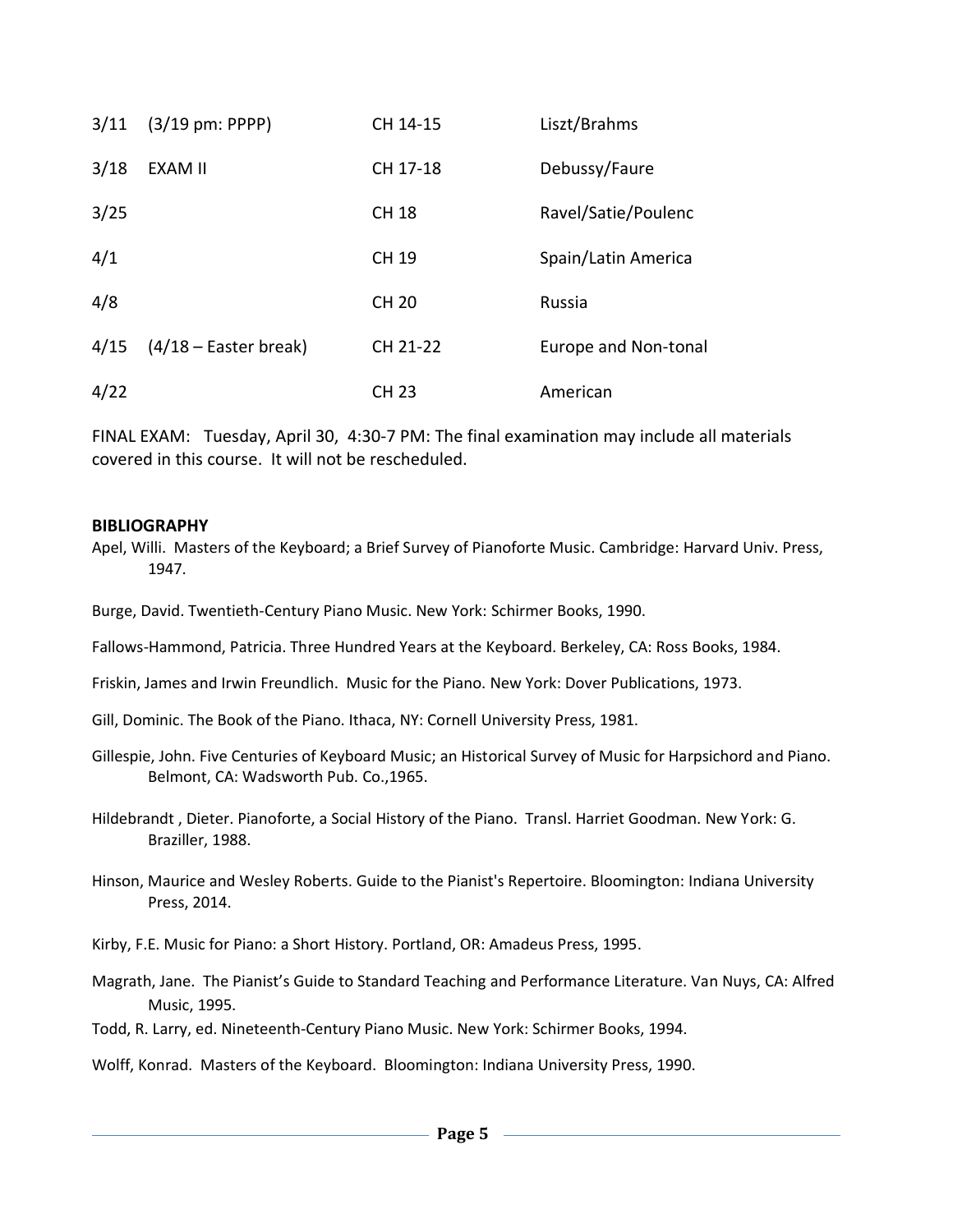| | | | |
|---|---|---|---|
| 3/11 | (3/19 pm: PPPP) | CH 14-15 | Liszt/Brahms |
| 3/18 | EXAM II | CH 17-18 | Debussy/Faure |
| 3/25 | | CH 18 | Ravel/Satie/Poulenc |
| 4/1 | | CH 19 | Spain/Latin America |
| 4/8 | | CH 20 | Russia |
| 4/15 | (4/18 – Easter break) | CH 21-22 | Europe and Non-tonal |
| 4/22 | | CH 23 | American |

FINAL EXAM: Tuesday, April 30, 4:30-7 PM: The final examination may include all materials covered in this course. It will not be rescheduled.

**BIBLIOGRAPHY**

Apel, Willi. Masters of the Keyboard; a Brief Survey of Pianoforte Music. Cambridge: Harvard Univ. Press, 1947.

Burge, David. Twentieth-Century Piano Music. New York: Schirmer Books, 1990.

Fallows-Hammond, Patricia. Three Hundred Years at the Keyboard. Berkeley, CA: Ross Books, 1984.

Friskin, James and Irwin Freundlich. Music for the Piano. New York: Dover Publications, 1973.

Gill, Dominic. The Book of the Piano. Ithaca, NY: Cornell University Press, 1981.

Gillespie, John. Five Centuries of Keyboard Music; an Historical Survey of Music for Harpsichord and Piano. Belmont, CA: Wadsworth Pub. Co.,1965.

Hildebrandt , Dieter. Pianoforte, a Social History of the Piano. Transl. Harriet Goodman. New York: G. Braziller, 1988.

Hinson, Maurice and Wesley Roberts. Guide to the Pianist's Repertoire. Bloomington: Indiana University Press, 2014.

Kirby, F.E. Music for Piano: a Short History. Portland, OR: Amadeus Press, 1995.

Magrath, Jane. The Pianist's Guide to Standard Teaching and Performance Literature. Van Nuys, CA: Alfred Music, 1995.

Todd, R. Larry, ed. Nineteenth-Century Piano Music. New York: Schirmer Books, 1994.

Wolff, Konrad. Masters of the Keyboard. Bloomington: Indiana University Press, 1990.